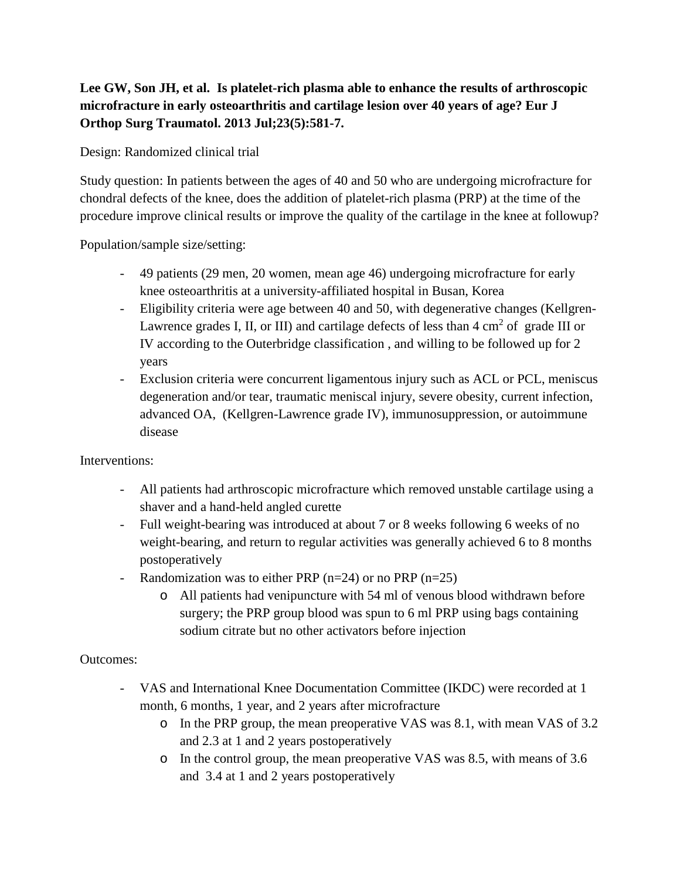**Lee GW, Son JH, et al. Is platelet-rich plasma able to enhance the results of arthroscopic microfracture in early osteoarthritis and cartilage lesion over 40 years of age? Eur J Orthop Surg Traumatol. 2013 Jul;23(5):581-7.**

Design: Randomized clinical trial

Study question: In patients between the ages of 40 and 50 who are undergoing microfracture for chondral defects of the knee, does the addition of platelet-rich plasma (PRP) at the time of the procedure improve clinical results or improve the quality of the cartilage in the knee at followup?

Population/sample size/setting:

- 49 patients (29 men, 20 women, mean age 46) undergoing microfracture for early knee osteoarthritis at a university-affiliated hospital in Busan, Korea
- Eligibility criteria were age between 40 and 50, with degenerative changes (Kellgren-Lawrence grades I, II, or III) and cartilage defects of less than 4 $cm^2$ of grade III or IV according to the Outerbridge classification , and willing to be followed up for 2 years
- Exclusion criteria were concurrent ligamentous injury such as ACL or PCL, meniscus degeneration and/or tear, traumatic meniscal injury, severe obesity, current infection, advanced OA, (Kellgren-Lawrence grade IV), immunosuppression, or autoimmune disease

Interventions:

- All patients had arthroscopic microfracture which removed unstable cartilage using a shaver and a hand-held angled curette
- Full weight-bearing was introduced at about 7 or 8 weeks following 6 weeks of no weight-bearing, and return to regular activities was generally achieved 6 to 8 months postoperatively
- Randomization was to either PRP (n=24) or no PRP (n=25)
  - All patients had venipuncture with 54 ml of venous blood withdrawn before surgery; the PRP group blood was spun to 6 ml PRP using bags containing sodium citrate but no other activators before injection

Outcomes:

- VAS and International Knee Documentation Committee (IKDC) were recorded at 1 month, 6 months, 1 year, and 2 years after microfracture
  - In the PRP group, the mean preoperative VAS was 8.1, with mean VAS of 3.2 and 2.3 at 1 and 2 years postoperatively
  - In the control group, the mean preoperative VAS was 8.5, with means of 3.6 and 3.4 at 1 and 2 years postoperatively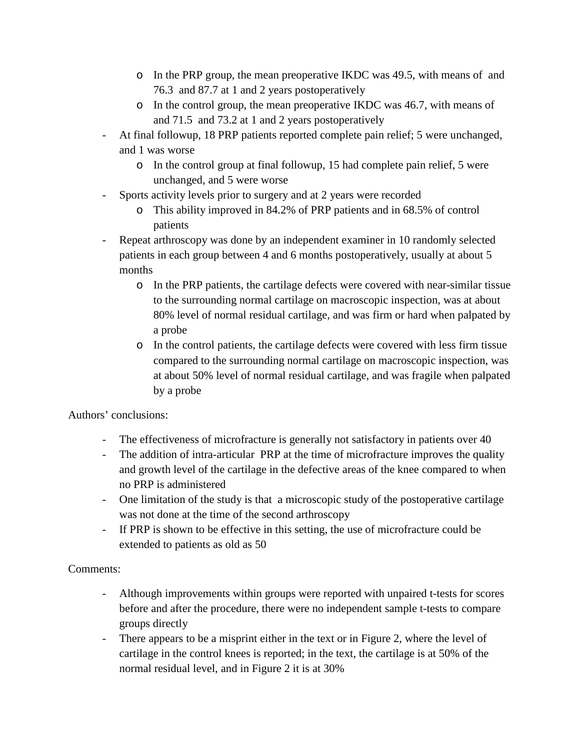- In the PRP group, the mean preoperative IKDC was 49.5, with means of  and 76.3  and 87.7 at 1 and 2 years postoperatively
  - In the control group, the mean preoperative IKDC was 46.7, with means of and 71.5  and 73.2 at 1 and 2 years postoperatively
- At final followup, 18 PRP patients reported complete pain relief; 5 were unchanged, and 1 was worse
  - In the control group at final followup, 15 had complete pain relief, 5 were unchanged, and 5 were worse
- Sports activity levels prior to surgery and at 2 years were recorded
  - This ability improved in 84.2% of PRP patients and in 68.5% of control patients
- Repeat arthroscopy was done by an independent examiner in 10 randomly selected patients in each group between 4 and 6 months postoperatively, usually at about 5 months
  - In the PRP patients, the cartilage defects were covered with near-similar tissue to the surrounding normal cartilage on macroscopic inspection, was at about 80% level of normal residual cartilage, and was firm or hard when palpated by a probe
  - In the control patients, the cartilage defects were covered with less firm tissue compared to the surrounding normal cartilage on macroscopic inspection, was at about 50% level of normal residual cartilage, and was fragile when palpated by a probe

Authors' conclusions:

- The effectiveness of microfracture is generally not satisfactory in patients over 40
- The addition of intra-articular  PRP at the time of microfracture improves the quality and growth level of the cartilage in the defective areas of the knee compared to when no PRP is administered
- One limitation of the study is that  a microscopic study of the postoperative cartilage was not done at the time of the second arthroscopy
- If PRP is shown to be effective in this setting, the use of microfracture could be extended to patients as old as 50

Comments:

- Although improvements within groups were reported with unpaired t-tests for scores before and after the procedure, there were no independent sample t-tests to compare groups directly
- There appears to be a misprint either in the text or in Figure 2, where the level of cartilage in the control knees is reported; in the text, the cartilage is at 50% of the normal residual level, and in Figure 2 it is at 30%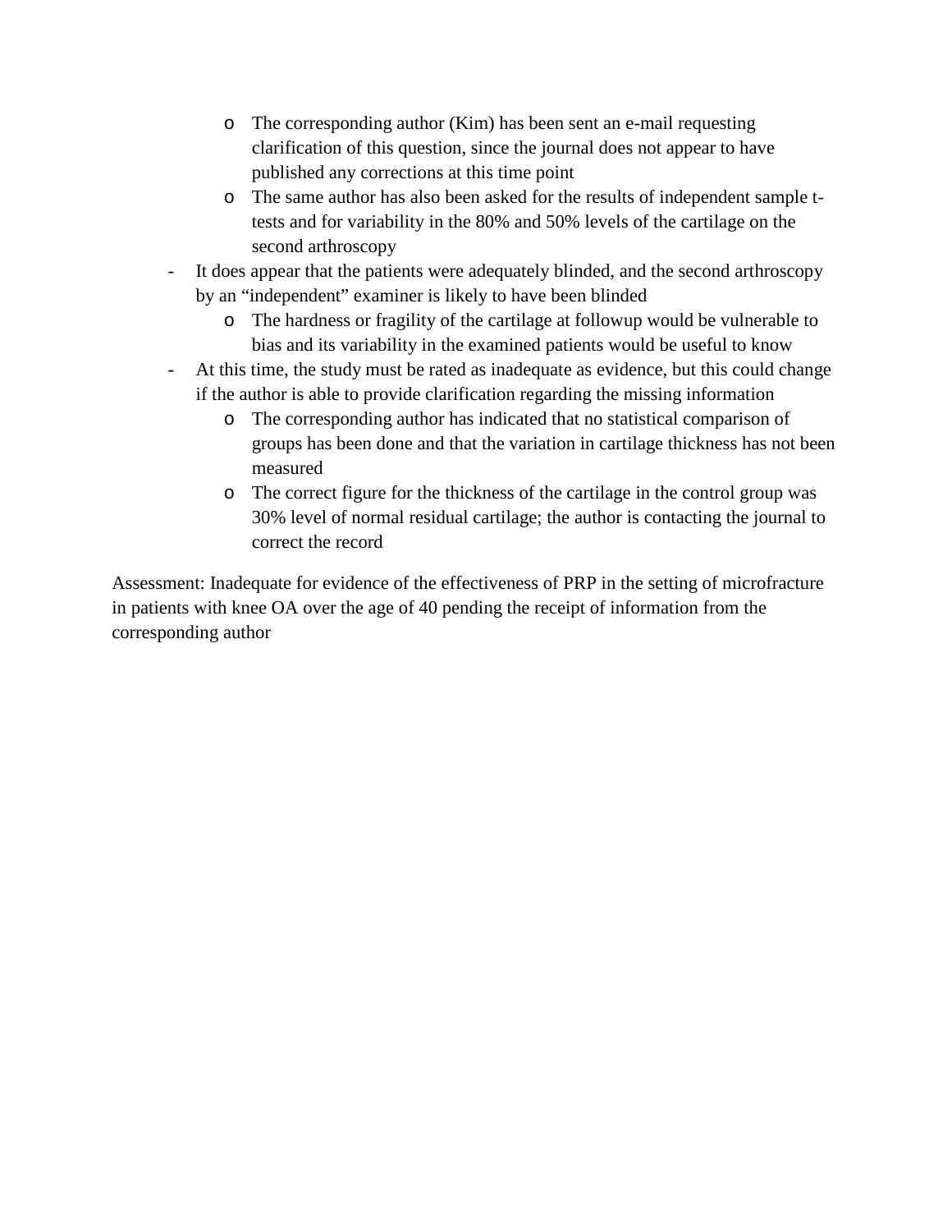- The corresponding author (Kim) has been sent an e-mail requesting clarification of this question, since the journal does not appear to have published any corrections at this time point
  - The same author has also been asked for the results of independent sample t-tests and for variability in the 80% and 50% levels of the cartilage on the second arthroscopy
- It does appear that the patients were adequately blinded, and the second arthroscopy by an "independent" examiner is likely to have been blinded
  - The hardness or fragility of the cartilage at followup would be vulnerable to bias and its variability in the examined patients would be useful to know
- At this time, the study must be rated as inadequate as evidence, but this could change if the author is able to provide clarification regarding the missing information
  - The corresponding author has indicated that no statistical comparison of groups has been done and that the variation in cartilage thickness has not been measured
  - The correct figure for the thickness of the cartilage in the control group was 30% level of normal residual cartilage; the author is contacting the journal to correct the record

Assessment: Inadequate for evidence of the effectiveness of PRP in the setting of microfracture in patients with knee OA over the age of 40 pending the receipt of information from the corresponding author